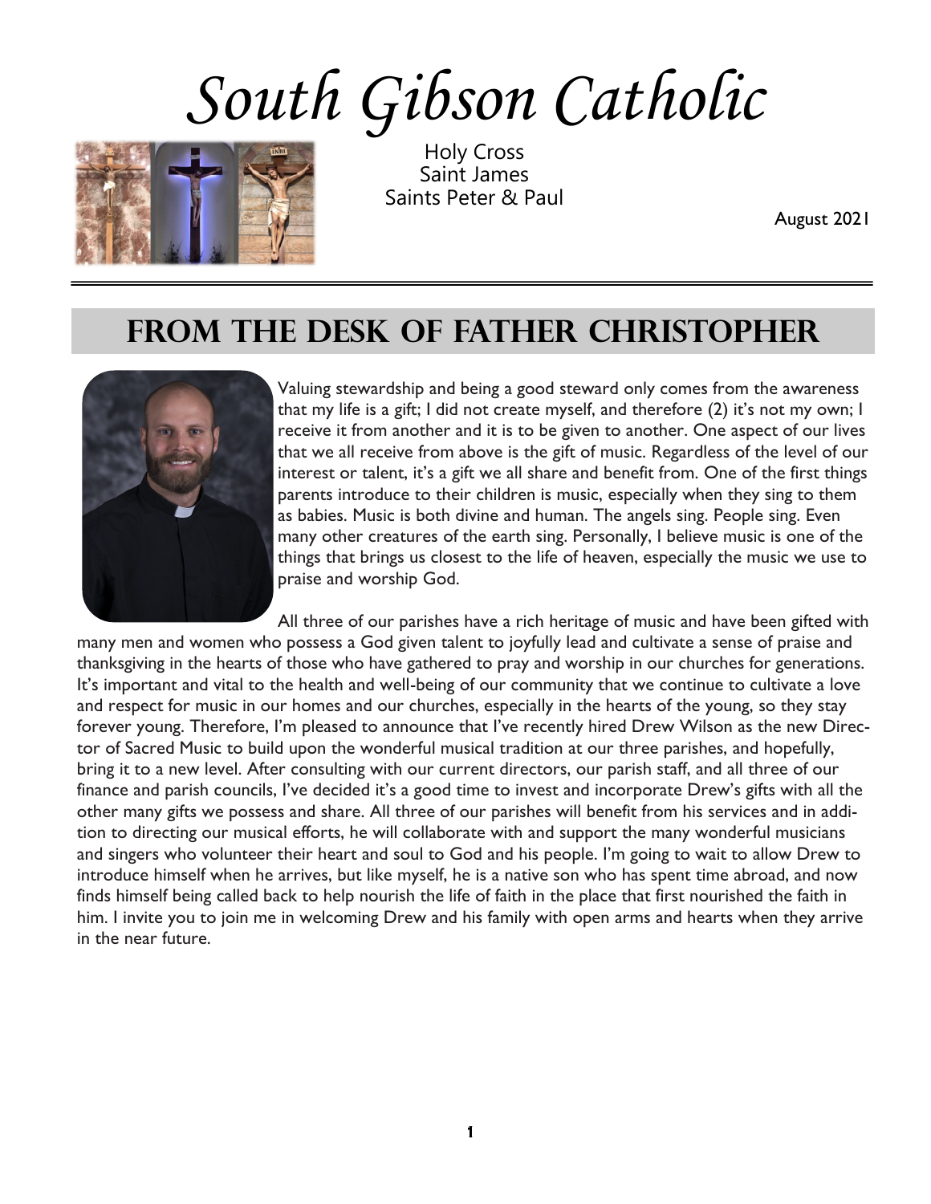# South Gibson Catholic

Holy Cross
Saint James
Saints Peter & Paul

August 2021

## FROM THE DESK OF FATHER CHRISTOPHER

Valuing stewardship and being a good steward only comes from the awareness that my life is a gift; I did not create myself, and therefore (2) it's not my own; I receive it from another and it is to be given to another. One aspect of our lives that we all receive from above is the gift of music. Regardless of the level of our interest or talent, it's a gift we all share and benefit from. One of the first things parents introduce to their children is music, especially when they sing to them as babies. Music is both divine and human. The angels sing. People sing. Even many other creatures of the earth sing. Personally, I believe music is one of the things that brings us closest to the life of heaven, especially the music we use to praise and worship God.

All three of our parishes have a rich heritage of music and have been gifted with many men and women who possess a God given talent to joyfully lead and cultivate a sense of praise and thanksgiving in the hearts of those who have gathered to pray and worship in our churches for generations. It's important and vital to the health and well-being of our community that we continue to cultivate a love and respect for music in our homes and our churches, especially in the hearts of the young, so they stay forever young. Therefore, I'm pleased to announce that I've recently hired Drew Wilson as the new Director of Sacred Music to build upon the wonderful musical tradition at our three parishes, and hopefully, bring it to a new level. After consulting with our current directors, our parish staff, and all three of our finance and parish councils, I've decided it's a good time to invest and incorporate Drew's gifts with all the other many gifts we possess and share. All three of our parishes will benefit from his services and in addition to directing our musical efforts, he will collaborate with and support the many wonderful musicians and singers who volunteer their heart and soul to God and his people. I'm going to wait to allow Drew to introduce himself when he arrives, but like myself, he is a native son who has spent time abroad, and now finds himself being called back to help nourish the life of faith in the place that first nourished the faith in him. I invite you to join me in welcoming Drew and his family with open arms and hearts when they arrive in the near future.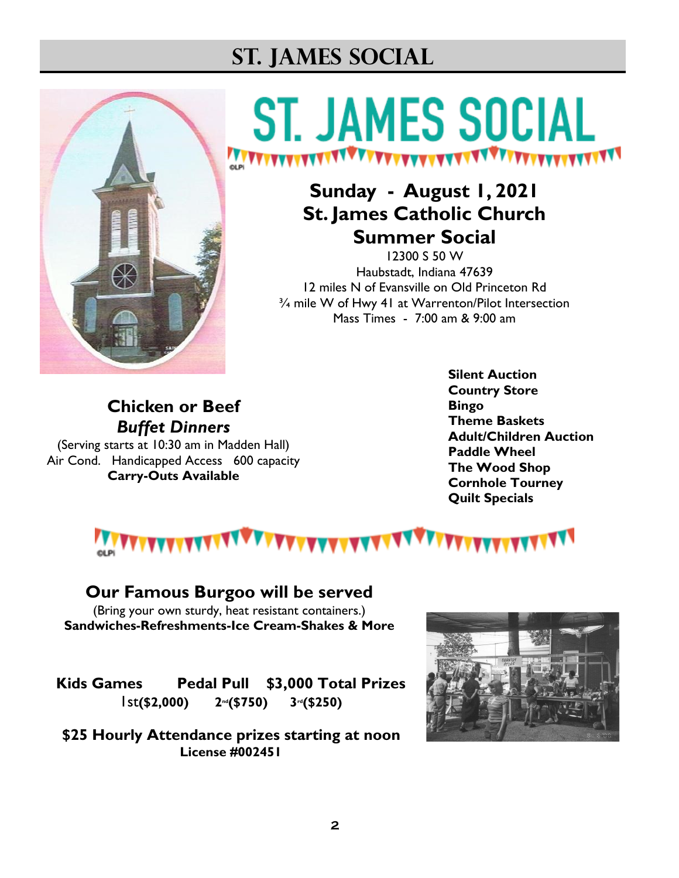# ST. JAMES SOCIAL

## ST. JAMES SOCIAL

**Sunday - August 1, 2021**
**St. James Catholic Church**
**Summer Social**

12300 S 50 W
Haubstadt, Indiana 47639
12 miles N of Evansville on Old Princeton Rd
¾ mile W of Hwy 41 at Warrenton/Pilot Intersection
Mass Times - 7:00 am & 9:00 am

**Chicken or Beef**
***Buffet Dinners***
(Serving starts at 10:30 am in Madden Hall)
Air Cond. Handicapped Access 600 capacity
**Carry-Outs Available**

**Silent Auction**
**Country Store**
**Bingo**
**Theme Baskets**
**Adult/Children Auction**
**Paddle Wheel**
**The Wood Shop**
**Cornhole Tourney**
**Quilt Specials**

**Our Famous Burgoo will be served**
(Bring your own sturdy, heat resistant containers.)
**Sandwiches-Refreshments-Ice Cream-Shakes & More**

**Kids Games** **Pedal Pull** **$3,000 Total Prizes**
1st**($2,000)** **2nd($750)** **3rd($250)**

**$25 Hourly Attendance prizes starting at noon**
**License #002451**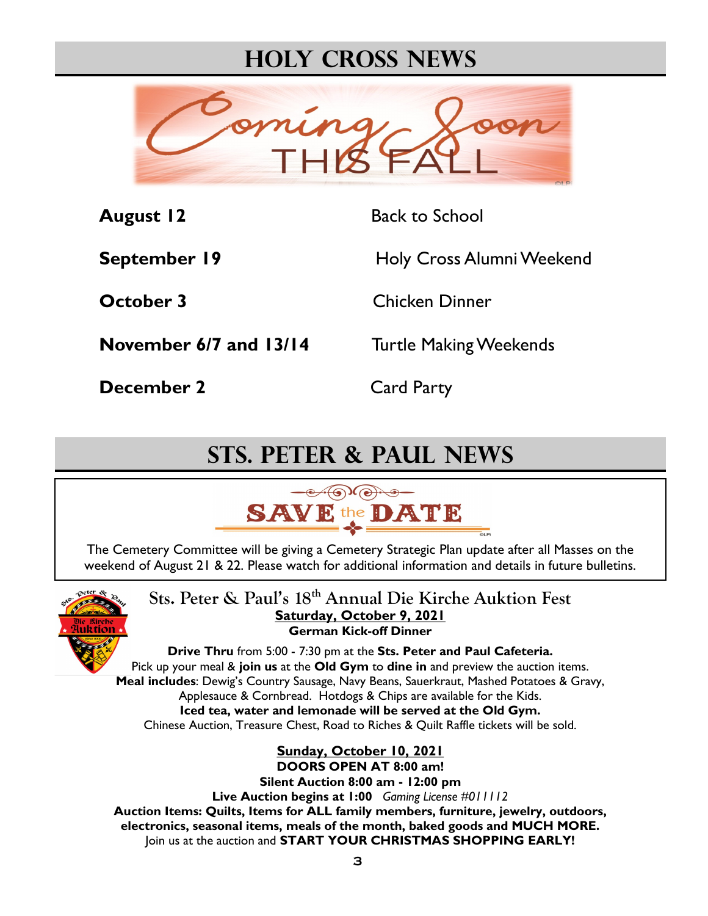# Holy Cross News

Coming Soon THIS FALL

| | |
|---|---|
| **August 12** | Back to School |
| **September 19** | Holy Cross Alumni Weekend |
| **October 3** | Chicken Dinner |
| **November 6/7 and 13/14** | Turtle Making Weekends |
| **December 2** | Card Party |

# Sts. Peter & Paul News

SAVE the DATE

The Cemetery Committee will be giving a Cemetery Strategic Plan update after all Masses on the weekend of August 21 & 22. Please watch for additional information and details in future bulletins.

## Sts. Peter & Paul's 18th Annual Die Kirche Auktion Fest

**Saturday, October 9, 2021**

**German Kick-off Dinner**

**Drive Thru** from 5:00 - 7:30 pm at the **Sts. Peter and Paul Cafeteria.**
Pick up your meal & **join us** at the **Old Gym** to **dine in** and preview the auction items.
**Meal includes**: Dewig's Country Sausage, Navy Beans, Sauerkraut, Mashed Potatoes & Gravy, Applesauce & Cornbread. Hotdogs & Chips are available for the Kids.
**Iced tea, water and lemonade will be served at the Old Gym.**
Chinese Auction, Treasure Chest, Road to Riches & Quilt Raffle tickets will be sold.

**Sunday, October 10, 2021**

**DOORS OPEN AT 8:00 am!**
**Silent Auction 8:00 am - 12:00 pm**
**Live Auction begins at 1:00** *Gaming License #011112*
**Auction Items: Quilts, Items for ALL family members, furniture, jewelry, outdoors, electronics, seasonal items, meals of the month, baked goods and MUCH MORE.**
Join us at the auction and **START YOUR CHRISTMAS SHOPPING EARLY!**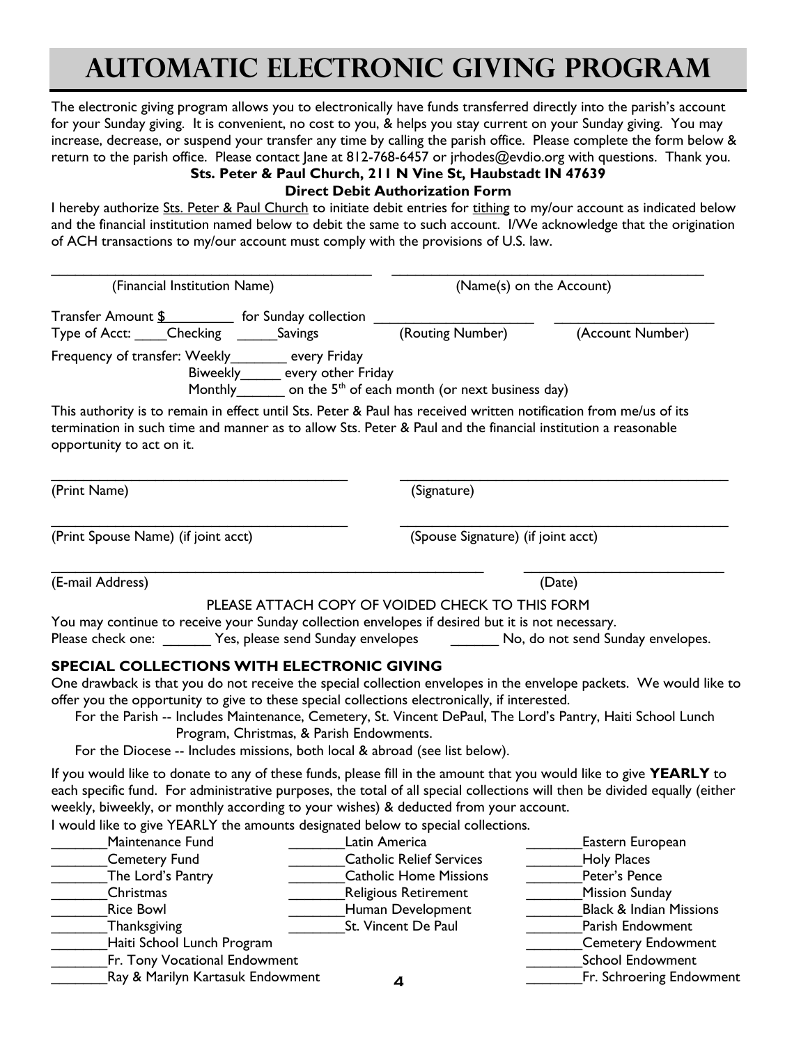# AUTOMATIC ELECTRONIC GIVING PROGRAM

The electronic giving program allows you to electronically have funds transferred directly into the parish's account for your Sunday giving. It is convenient, no cost to you, & helps you stay current on your Sunday giving. You may increase, decrease, or suspend your transfer any time by calling the parish office. Please complete the form below & return to the parish office. Please contact Jane at 812-768-6457 or jrhodes@evdio.org with questions. Thank you.

**Sts. Peter & Paul Church, 211 N Vine St, Haubstadt IN 47639**

**Direct Debit Authorization Form**

I hereby authorize Sts. Peter & Paul Church to initiate debit entries for tithing to my/our account as indicated below and the financial institution named below to debit the same to such account. I/We acknowledge that the origination of ACH transactions to my/our account must comply with the provisions of U.S. law.

\_\_\_\_\_\_\_\_\_\_\_\_\_\_\_\_\_\_\_\_\_\_\_\_\_\_\_\_\_\_\_\_\_\_\_\_\_\_\_\_ \_\_\_\_\_\_\_\_\_\_\_\_\_\_\_\_\_\_\_\_\_\_\_\_\_\_\_\_\_\_\_\_\_\_\_\_\_\_\_\_
(Financial Institution Name) (Name(s) on the Account)

Transfer Amount $\_\_\_\_\_\_\_\_\_ for Sunday collection \_\_\_\_\_\_\_\_\_\_\_\_\_\_\_\_\_\_\_\_ \_\_\_\_\_\_\_\_\_\_\_\_\_\_\_\_\_\_\_\_
Type of Acct: \_\_\_\_Checking \_\_\_\_\_Savings (Routing Number) (Account Number)

Frequency of transfer: Weekly\_\_\_\_\_\_\_ every Friday
Biweekly\_\_\_\_\_ every other Friday
Monthly\_\_\_\_\_\_ on the 5th of each month (or next business day)

This authority is to remain in effect until Sts. Peter & Paul has received written notification from me/us of its termination in such time and manner as to allow Sts. Peter & Paul and the financial institution a reasonable opportunity to act on it.

\_\_\_\_\_\_\_\_\_\_\_\_\_\_\_\_\_\_\_\_\_\_\_\_\_\_\_\_\_\_\_\_\_\_\_\_\_ \_\_\_\_\_\_\_\_\_\_\_\_\_\_\_\_\_\_\_\_\_\_\_\_\_\_\_\_\_\_\_\_\_\_\_\_\_\_\_\_
(Print Name) (Signature)

\_\_\_\_\_\_\_\_\_\_\_\_\_\_\_\_\_\_\_\_\_\_\_\_\_\_\_\_\_\_\_\_\_\_\_\_\_ \_\_\_\_\_\_\_\_\_\_\_\_\_\_\_\_\_\_\_\_\_\_\_\_\_\_\_\_\_\_\_\_\_\_\_\_\_\_\_\_
(Print Spouse Name) (if joint acct) (Spouse Signature) (if joint acct)

\_\_\_\_\_\_\_\_\_\_\_\_\_\_\_\_\_\_\_\_\_\_\_\_\_\_\_\_\_\_\_\_\_\_\_\_\_\_\_\_\_\_\_\_\_\_\_\_\_\_\_\_ \_\_\_\_\_\_\_\_\_\_\_\_\_\_\_\_\_\_\_\_\_\_\_\_\_\_
(E-mail Address) (Date)

PLEASE ATTACH COPY OF VOIDED CHECK TO THIS FORM

You may continue to receive your Sunday collection envelopes if desired but it is not necessary.
Please check one: \_\_\_\_\_\_ Yes, please send Sunday envelopes \_\_\_\_\_\_ No, do not send Sunday envelopes.

## SPECIAL COLLECTIONS WITH ELECTRONIC GIVING

One drawback is that you do not receive the special collection envelopes in the envelope packets. We would like to offer you the opportunity to give to these special collections electronically, if interested.

For the Parish -- Includes Maintenance, Cemetery, St. Vincent DePaul, The Lord's Pantry, Haiti School Lunch Program, Christmas, & Parish Endowments.

For the Diocese -- Includes missions, both local & abroad (see list below).

If you would like to donate to any of these funds, please fill in the amount that you would like to give **YEARLY** to each specific fund. For administrative purposes, the total of all special collections will then be divided equally (either weekly, biweekly, or monthly according to your wishes) & deducted from your account.

I would like to give YEARLY the amounts designated below to special collections.

\_\_\_\_\_\_\_Maintenance Fund
\_\_\_\_\_\_\_Cemetery Fund
\_\_\_\_\_\_\_The Lord's Pantry
\_\_\_\_\_\_\_Christmas
\_\_\_\_\_\_\_Rice Bowl
\_\_\_\_\_\_\_Thanksgiving
\_\_\_\_\_\_\_Haiti School Lunch Program
\_\_\_\_\_\_\_Fr. Tony Vocational Endowment
\_\_\_\_\_\_\_Ray & Marilyn Kartasuk Endowment
\_\_\_\_\_\_\_Latin America
\_\_\_\_\_\_\_Catholic Relief Services
\_\_\_\_\_\_\_Catholic Home Missions
\_\_\_\_\_\_\_Religious Retirement
\_\_\_\_\_\_\_Human Development
\_\_\_\_\_\_\_St. Vincent De Paul
\_\_\_\_\_\_\_Eastern European
\_\_\_\_\_\_\_Holy Places
\_\_\_\_\_\_\_Peter's Pence
\_\_\_\_\_\_\_Mission Sunday
\_\_\_\_\_\_\_Black & Indian Missions
\_\_\_\_\_\_\_Parish Endowment
\_\_\_\_\_\_\_Cemetery Endowment
\_\_\_\_\_\_\_School Endowment
\_\_\_\_\_\_\_Fr. Schroering Endowment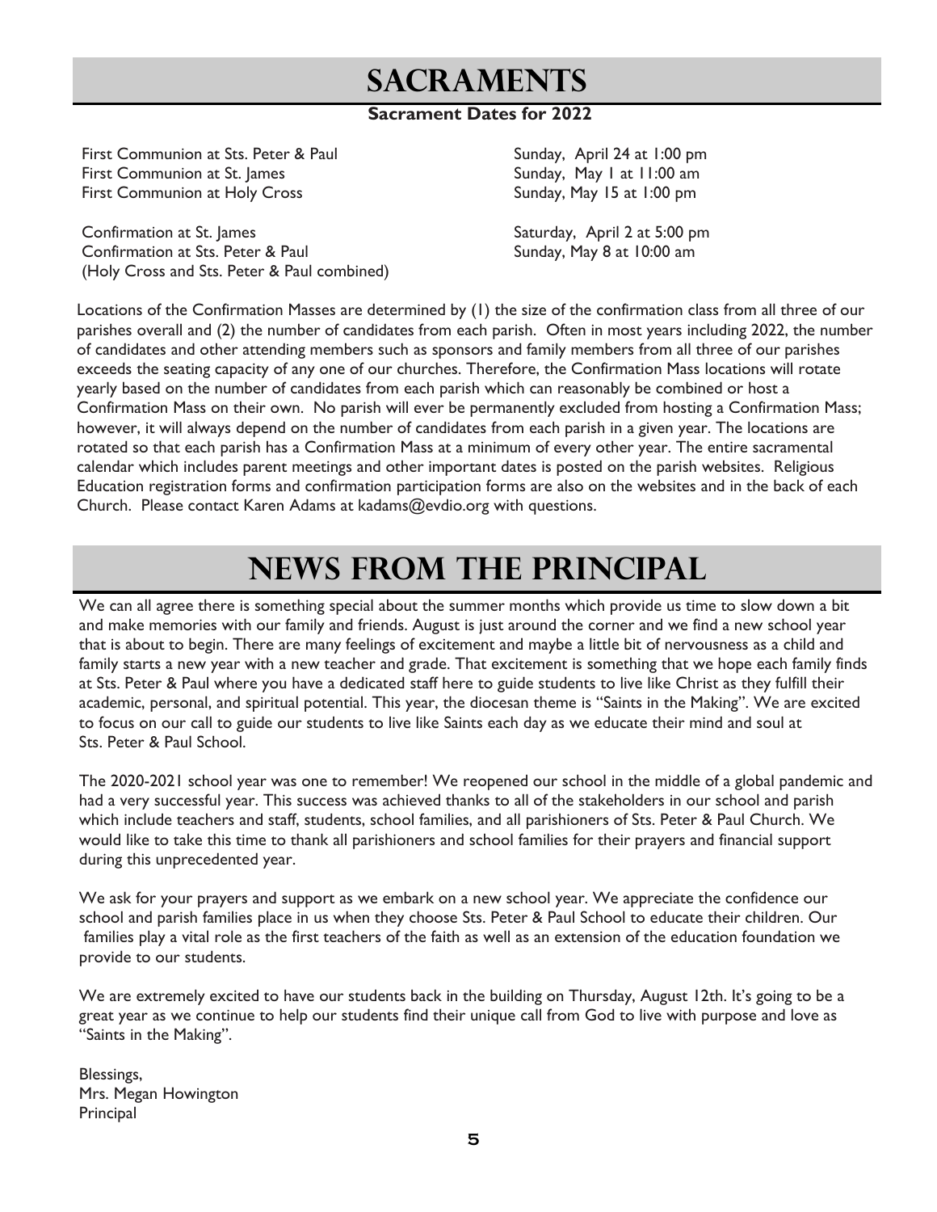# SACRAMENTS

**Sacrament Dates for 2022**

| | |
|---|---|
| First Communion at Sts. Peter & Paul | Sunday, April 24 at 1:00 pm |
| First Communion at St. James | Sunday, May 1 at 11:00 am |
| First Communion at Holy Cross | Sunday, May 15 at 1:00 pm |
| Confirmation at St. James | Saturday, April 2 at 5:00 pm |
| Confirmation at Sts. Peter & Paul (Holy Cross and Sts. Peter & Paul combined) | Sunday, May 8 at 10:00 am |

Locations of the Confirmation Masses are determined by (1) the size of the confirmation class from all three of our parishes overall and (2) the number of candidates from each parish. Often in most years including 2022, the number of candidates and other attending members such as sponsors and family members from all three of our parishes exceeds the seating capacity of any one of our churches. Therefore, the Confirmation Mass locations will rotate yearly based on the number of candidates from each parish which can reasonably be combined or host a Confirmation Mass on their own. No parish will ever be permanently excluded from hosting a Confirmation Mass; however, it will always depend on the number of candidates from each parish in a given year. The locations are rotated so that each parish has a Confirmation Mass at a minimum of every other year. The entire sacramental calendar which includes parent meetings and other important dates is posted on the parish websites. Religious Education registration forms and confirmation participation forms are also on the websites and in the back of each Church. Please contact Karen Adams at kadams@evdio.org with questions.

# NEWS FROM THE PRINCIPAL

We can all agree there is something special about the summer months which provide us time to slow down a bit and make memories with our family and friends. August is just around the corner and we find a new school year that is about to begin. There are many feelings of excitement and maybe a little bit of nervousness as a child and family starts a new year with a new teacher and grade. That excitement is something that we hope each family finds at Sts. Peter & Paul where you have a dedicated staff here to guide students to live like Christ as they fulfill their academic, personal, and spiritual potential. This year, the diocesan theme is "Saints in the Making". We are excited to focus on our call to guide our students to live like Saints each day as we educate their mind and soul at Sts. Peter & Paul School.

The 2020-2021 school year was one to remember! We reopened our school in the middle of a global pandemic and had a very successful year. This success was achieved thanks to all of the stakeholders in our school and parish which include teachers and staff, students, school families, and all parishioners of Sts. Peter & Paul Church. We would like to take this time to thank all parishioners and school families for their prayers and financial support during this unprecedented year.

We ask for your prayers and support as we embark on a new school year. We appreciate the confidence our school and parish families place in us when they choose Sts. Peter & Paul School to educate their children. Our families play a vital role as the first teachers of the faith as well as an extension of the education foundation we provide to our students.

We are extremely excited to have our students back in the building on Thursday, August 12th. It's going to be a great year as we continue to help our students find their unique call from God to live with purpose and love as "Saints in the Making".

Blessings,
Mrs. Megan Howington
Principal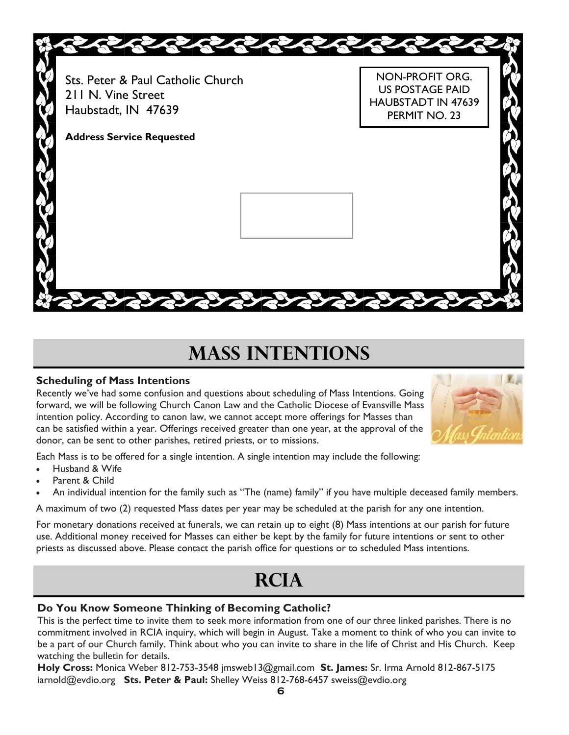Sts. Peter & Paul Catholic Church
211 N. Vine Street
Haubstadt, IN 47639

**Address Service Requested**

NON-PROFIT ORG.
US POSTAGE PAID
HAUBSTADT IN 47639
PERMIT NO. 23

# MASS INTENTIONS

**Scheduling of Mass Intentions**

Recently we've had some confusion and questions about scheduling of Mass Intentions. Going forward, we will be following Church Canon Law and the Catholic Diocese of Evansville Mass intention policy. According to canon law, we cannot accept more offerings for Masses than can be satisfied within a year. Offerings received greater than one year, at the approval of the donor, can be sent to other parishes, retired priests, or to missions.

Each Mass is to be offered for a single intention. A single intention may include the following:

- Husband & Wife
- Parent & Child
- An individual intention for the family such as "The (name) family" if you have multiple deceased family members.

A maximum of two (2) requested Mass dates per year may be scheduled at the parish for any one intention.

For monetary donations received at funerals, we can retain up to eight (8) Mass intentions at our parish for future use. Additional money received for Masses can either be kept by the family for future intentions or sent to other priests as discussed above. Please contact the parish office for questions or to scheduled Mass intentions.

# RCIA

**Do You Know Someone Thinking of Becoming Catholic?**

This is the perfect time to invite them to seek more information from one of our three linked parishes. There is no commitment involved in RCIA inquiry, which will begin in August. Take a moment to think of who you can invite to be a part of our Church family. Think about who you can invite to share in the life of Christ and His Church. Keep watching the bulletin for details.

**Holy Cross:** Monica Weber 812-753-3548 jmsweb13@gmail.com **St. James:** Sr. Irma Arnold 812-867-5175 iarnold@evdio.org **Sts. Peter & Paul:** Shelley Weiss 812-768-6457 sweiss@evdio.org